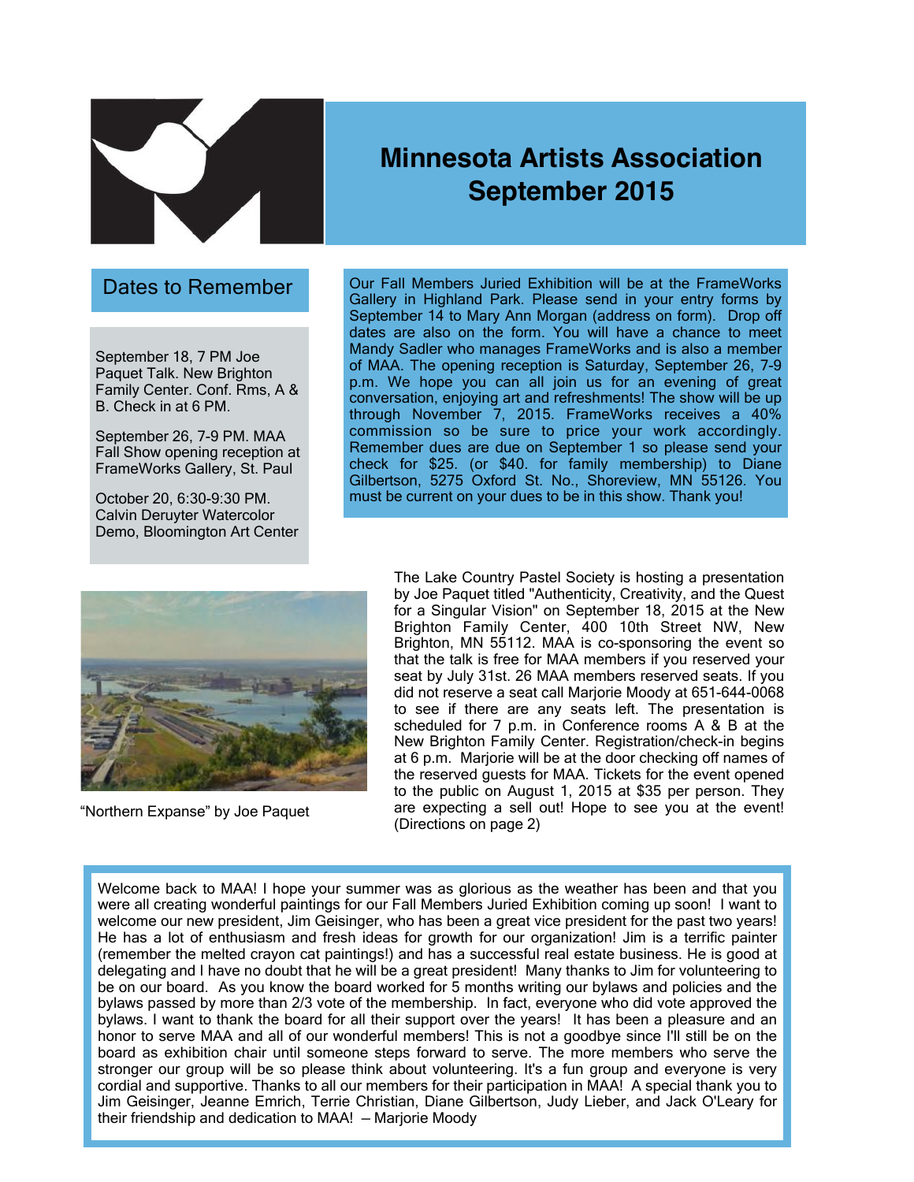# Minnesota Artists Association
# September 2015

## Dates to Remember

September 18, 7 PM Joe Paquet Talk. New Brighton Family Center. Conf. Rms, A & B. Check in at 6 PM.

September 26, 7-9 PM. MAA Fall Show opening reception at FrameWorks Gallery, St. Paul

October 20, 6:30-9:30 PM. Calvin Deruyter Watercolor Demo, Bloomington Art Center

Our Fall Members Juried Exhibition will be at the FrameWorks Gallery in Highland Park. Please send in your entry forms by September 14 to Mary Ann Morgan (address on form). Drop off dates are also on the form. You will have a chance to meet Mandy Sadler who manages FrameWorks and is also a member of MAA. The opening reception is Saturday, September 26, 7-9 p.m. We hope you can all join us for an evening of great conversation, enjoying art and refreshments! The show will be up through November 7, 2015. FrameWorks receives a 40% commission so be sure to price your work accordingly. Remember dues are due on September 1 so please send your check for $25. (or $40. for family membership) to Diane Gilbertson, 5275 Oxford St. No., Shoreview, MN 55126. You must be current on your dues to be in this show. Thank you!

"Northern Expanse" by Joe Paquet

The Lake Country Pastel Society is hosting a presentation by Joe Paquet titled "Authenticity, Creativity, and the Quest for a Singular Vision" on September 18, 2015 at the New Brighton Family Center, 400 10th Street NW, New Brighton, MN 55112. MAA is co-sponsoring the event so that the talk is free for MAA members if you reserved your seat by July 31st. 26 MAA members reserved seats. If you did not reserve a seat call Marjorie Moody at 651-644-0068 to see if there are any seats left. The presentation is scheduled for 7 p.m. in Conference rooms A & B at the New Brighton Family Center. Registration/check-in begins at 6 p.m. Marjorie will be at the door checking off names of the reserved guests for MAA. Tickets for the event opened to the public on August 1, 2015 at $35 per person. They are expecting a sell out! Hope to see you at the event! (Directions on page 2)

Welcome back to MAA! I hope your summer was as glorious as the weather has been and that you were all creating wonderful paintings for our Fall Members Juried Exhibition coming up soon! I want to welcome our new president, Jim Geisinger, who has been a great vice president for the past two years! He has a lot of enthusiasm and fresh ideas for growth for our organization! Jim is a terrific painter (remember the melted crayon cat paintings!) and has a successful real estate business. He is good at delegating and I have no doubt that he will be a great president! Many thanks to Jim for volunteering to be on our board. As you know the board worked for 5 months writing our bylaws and policies and the bylaws passed by more than 2/3 vote of the membership. In fact, everyone who did vote approved the bylaws. I want to thank the board for all their support over the years! It has been a pleasure and an honor to serve MAA and all of our wonderful members! This is not a goodbye since I'll still be on the board as exhibition chair until someone steps forward to serve. The more members who serve the stronger our group will be so please think about volunteering. It's a fun group and everyone is very cordial and supportive. Thanks to all our members for their participation in MAA! A special thank you to Jim Geisinger, Jeanne Emrich, Terrie Christian, Diane Gilbertson, Judy Lieber, and Jack O'Leary for their friendship and dedication to MAA! – Marjorie Moody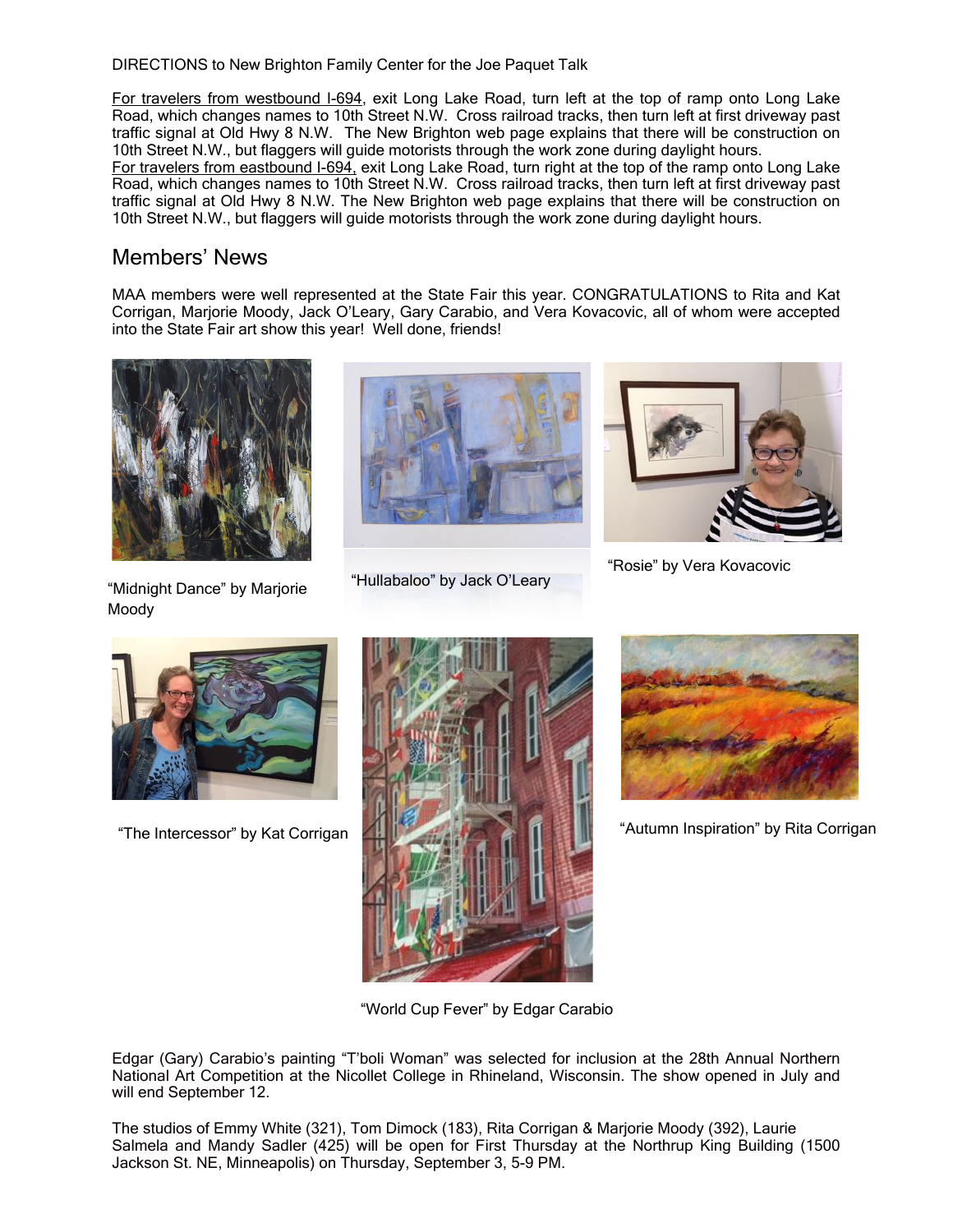DIRECTIONS to New Brighton Family Center for the Joe Paquet Talk

For travelers from westbound I-694, exit Long Lake Road, turn left at the top of ramp onto Long Lake Road, which changes names to 10th Street N.W. Cross railroad tracks, then turn left at first driveway past traffic signal at Old Hwy 8 N.W. The New Brighton web page explains that there will be construction on 10th Street N.W., but flaggers will guide motorists through the work zone during daylight hours.
For travelers from eastbound I-694, exit Long Lake Road, turn right at the top of the ramp onto Long Lake Road, which changes names to 10th Street N.W. Cross railroad tracks, then turn left at first driveway past traffic signal at Old Hwy 8 N.W. The New Brighton web page explains that there will be construction on 10th Street N.W., but flaggers will guide motorists through the work zone during daylight hours.

## Members' News

MAA members were well represented at the State Fair this year. CONGRATULATIONS to Rita and Kat Corrigan, Marjorie Moody, Jack O'Leary, Gary Carabio, and Vera Kovacovic, all of whom were accepted into the State Fair art show this year! Well done, friends!

"Midnight Dance" by Marjorie Moody

"Hullabaloo" by Jack O'Leary

"Rosie" by Vera Kovacovic

"The Intercessor" by Kat Corrigan

"World Cup Fever" by Edgar Carabio

"Autumn Inspiration" by Rita Corrigan

Edgar (Gary) Carabio's painting "T'boli Woman" was selected for inclusion at the 28th Annual Northern National Art Competition at the Nicollet College in Rhineland, Wisconsin. The show opened in July and will end September 12.

The studios of Emmy White (321), Tom Dimock (183), Rita Corrigan & Marjorie Moody (392), Laurie Salmela and Mandy Sadler (425) will be open for First Thursday at the Northrup King Building (1500 Jackson St. NE, Minneapolis) on Thursday, September 3, 5-9 PM.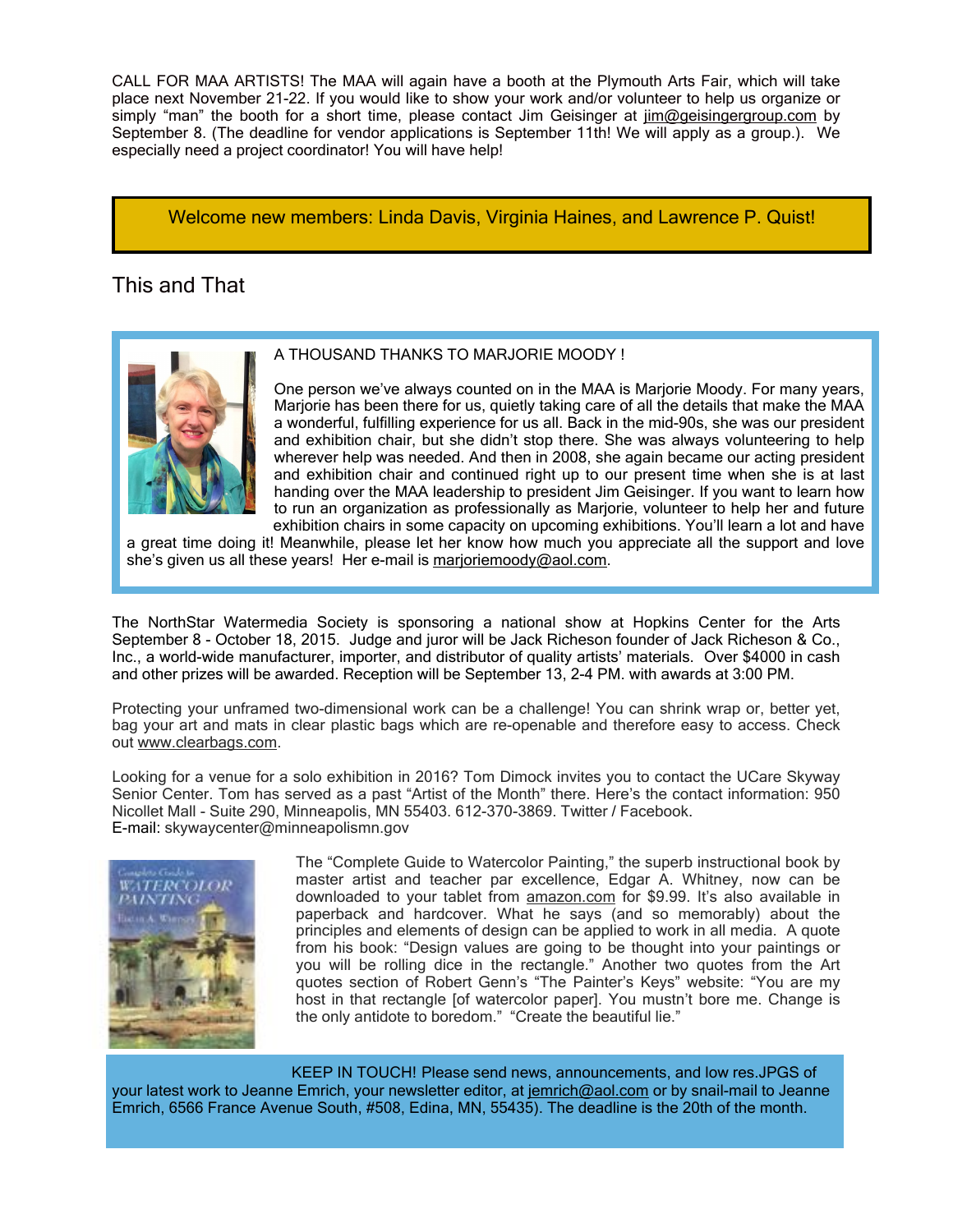CALL FOR MAA ARTISTS! The MAA will again have a booth at the Plymouth Arts Fair, which will take place next November 21-22. If you would like to show your work and/or volunteer to help us organize or simply "man" the booth for a short time, please contact Jim Geisinger at jim@geisingergroup.com by September 8. (The deadline for vendor applications is September 11th! We will apply as a group.). We especially need a project coordinator! You will have help!

Welcome new members: Linda Davis, Virginia Haines, and Lawrence P. Quist!

## This and That

A THOUSAND THANKS TO MARJORIE MOODY !

One person we've always counted on in the MAA is Marjorie Moody. For many years, Marjorie has been there for us, quietly taking care of all the details that make the MAA a wonderful, fulfilling experience for us all. Back in the mid-90s, she was our president and exhibition chair, but she didn't stop there. She was always volunteering to help wherever help was needed. And then in 2008, she again became our acting president and exhibition chair and continued right up to our present time when she is at last handing over the MAA leadership to president Jim Geisinger. If you want to learn how to run an organization as professionally as Marjorie, volunteer to help her and future exhibition chairs in some capacity on upcoming exhibitions. You'll learn a lot and have a great time doing it! Meanwhile, please let her know how much you appreciate all the support and love she's given us all these years! Her e-mail is marjoriemoody@aol.com.

The NorthStar Watermedia Society is sponsoring a national show at Hopkins Center for the Arts September 8 - October 18, 2015. Judge and juror will be Jack Richeson founder of Jack Richeson & Co., Inc., a world-wide manufacturer, importer, and distributor of quality artists' materials. Over $4000 in cash and other prizes will be awarded. Reception will be September 13, 2-4 PM. with awards at 3:00 PM.

Protecting your unframed two-dimensional work can be a challenge! You can shrink wrap or, better yet, bag your art and mats in clear plastic bags which are re-openable and therefore easy to access. Check out www.clearbags.com.

Looking for a venue for a solo exhibition in 2016? Tom Dimock invites you to contact the UCare Skyway Senior Center. Tom has served as a past "Artist of the Month" there. Here's the contact information: 950 Nicollet Mall - Suite 290, Minneapolis, MN 55403. 612-370-3869. Twitter / Facebook.
E-mail: skywaycenter@minneapolismn.gov

The "Complete Guide to Watercolor Painting," the superb instructional book by master artist and teacher par excellence, Edgar A. Whitney, now can be downloaded to your tablet from amazon.com for $9.99. It's also available in paperback and hardcover. What he says (and so memorably) about the principles and elements of design can be applied to work in all media. A quote from his book: "Design values are going to be thought into your paintings or you will be rolling dice in the rectangle." Another two quotes from the Art quotes section of Robert Genn's "The Painter's Keys" website: "You are my host in that rectangle [of watercolor paper]. You mustn't bore me. Change is the only antidote to boredom." "Create the beautiful lie."

KEEP IN TOUCH! Please send news, announcements, and low res.JPGS of your latest work to Jeanne Emrich, your newsletter editor, at jemrich@aol.com or by snail-mail to Jeanne Emrich, 6566 France Avenue South, #508, Edina, MN, 55435). The deadline is the 20th of the month.